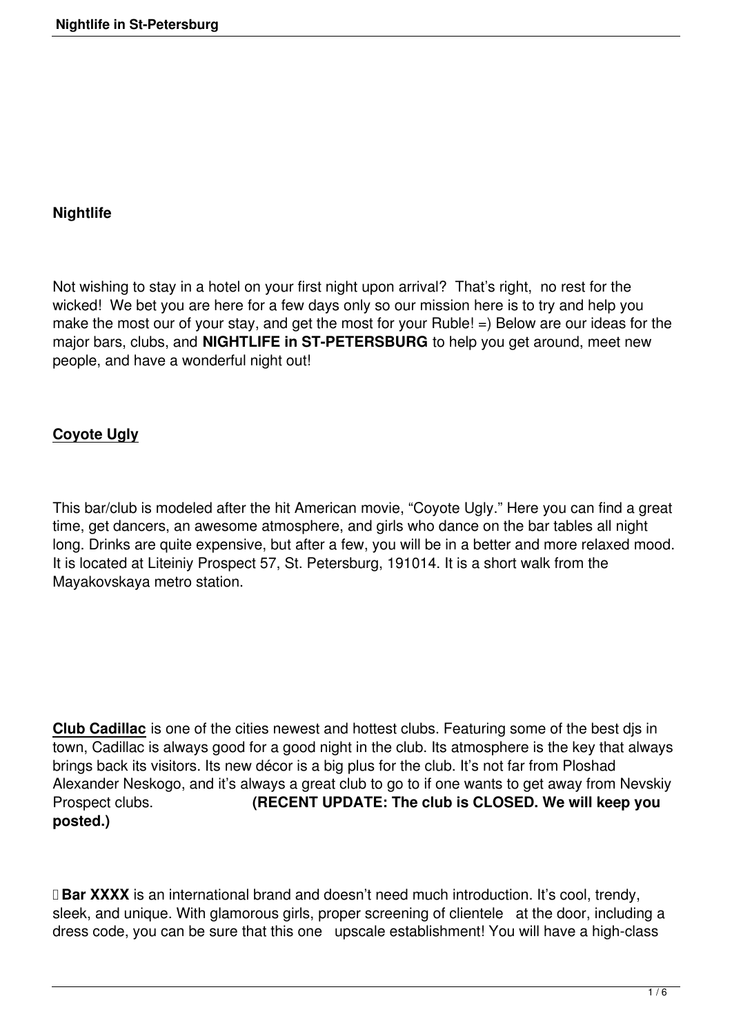## Nightlife

Not wishing to stay in a hotel on your first night upon arrival? That's right, no rest for the wicked! We bet you are here for a few days only so our mission here is to try and help you make the most our of your stay, and get the most for your Ruble! =) Below are our ideas for the major bars, clubs, and **NIGHTLIFE in ST-PETERSBURG** to help you get around, meet new people, and have a wonderful night out!

### Coyote Ugly

This bar/club is modeled after the hit American movie, "Coyote Ugly." Here you can find a great time, get dancers, an awesome atmosphere, and girls who dance on the bar tables all night long. Drinks are quite expensive, but after a few, you will be in a better and more relaxed mood. It is located at Liteiniy Prospect 57, St. Petersburg, 191014. It is a short walk from the Mayakovskaya metro station.

**Club Cadillac** is one of the cities newest and hottest clubs. Featuring some of the best djs in town, Cadillac is always good for a good night in the club. Its atmosphere is the key that always brings back its visitors. Its new décor is a big plus for the club. It's not far from Ploshad Alexander Neskogo, and it's always a great club to go to if one wants to get away from Nevskiy Prospect clubs. **(RECENT UPDATE: The club is CLOSED. We will keep you posted.)**

**Bar XXXX** is an international brand and doesn't need much introduction. It's cool, trendy, sleek, and unique. With glamorous girls, proper screening of clientele at the door, including a dress code, you can be sure that this one upscale establishment! You will have a high-class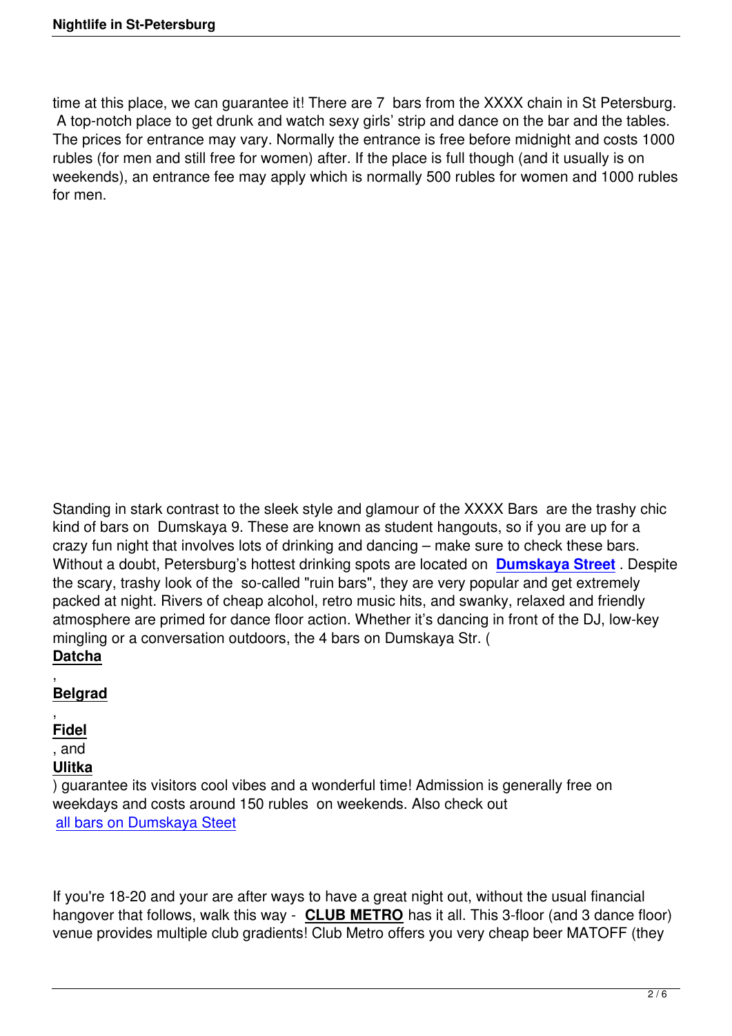time at this place, we can guarantee it! There are 7 bars from the XXXX chain in St Petersburg. A top-notch place to get drunk and watch sexy girls' strip and dance on the bar and the tables. The prices for entrance may vary. Normally the entrance is free before midnight and costs 1000 rubles (for men and still free for women) after. If the place is full though (and it usually is on weekends), an entrance fee may apply which is normally 500 rubles for women and 1000 rubles for men.

Standing in stark contrast to the sleek style and glamour of the XXXX Bars are the trashy chic kind of bars on Dumskaya 9. These are known as student hangouts, so if you are up for a crazy fun night that involves lots of drinking and dancing – make sure to check these bars. Without a doubt, Petersburg's hottest drinking spots are located on **Dumskaya Street** . Despite the scary, trashy look of the so-called "ruin bars", they are very popular and get extremely packed at night. Rivers of cheap alcohol, retro music hits, and swanky, relaxed and friendly atmosphere are primed for dance floor action. Whether it's dancing in front of the DJ, low-key mingling or a conversation outdoors, the 4 bars on Dumskaya Str. ( **Datcha** , **Belgrad** , **Fidel** , and **Ulitka** ) guarantee its visitors cool vibes and a wonderful time! Admission is generally free on weekdays and costs around 150 rubles on weekends. Also check out all bars on Dumskaya Steet

If you're 18-20 and your are after ways to have a great night out, without the usual financial hangover that follows, walk this way - **CLUB METRO** has it all. This 3-floor (and 3 dance floor) venue provides multiple club gradients! Club Metro offers you very cheap beer MATOFF (they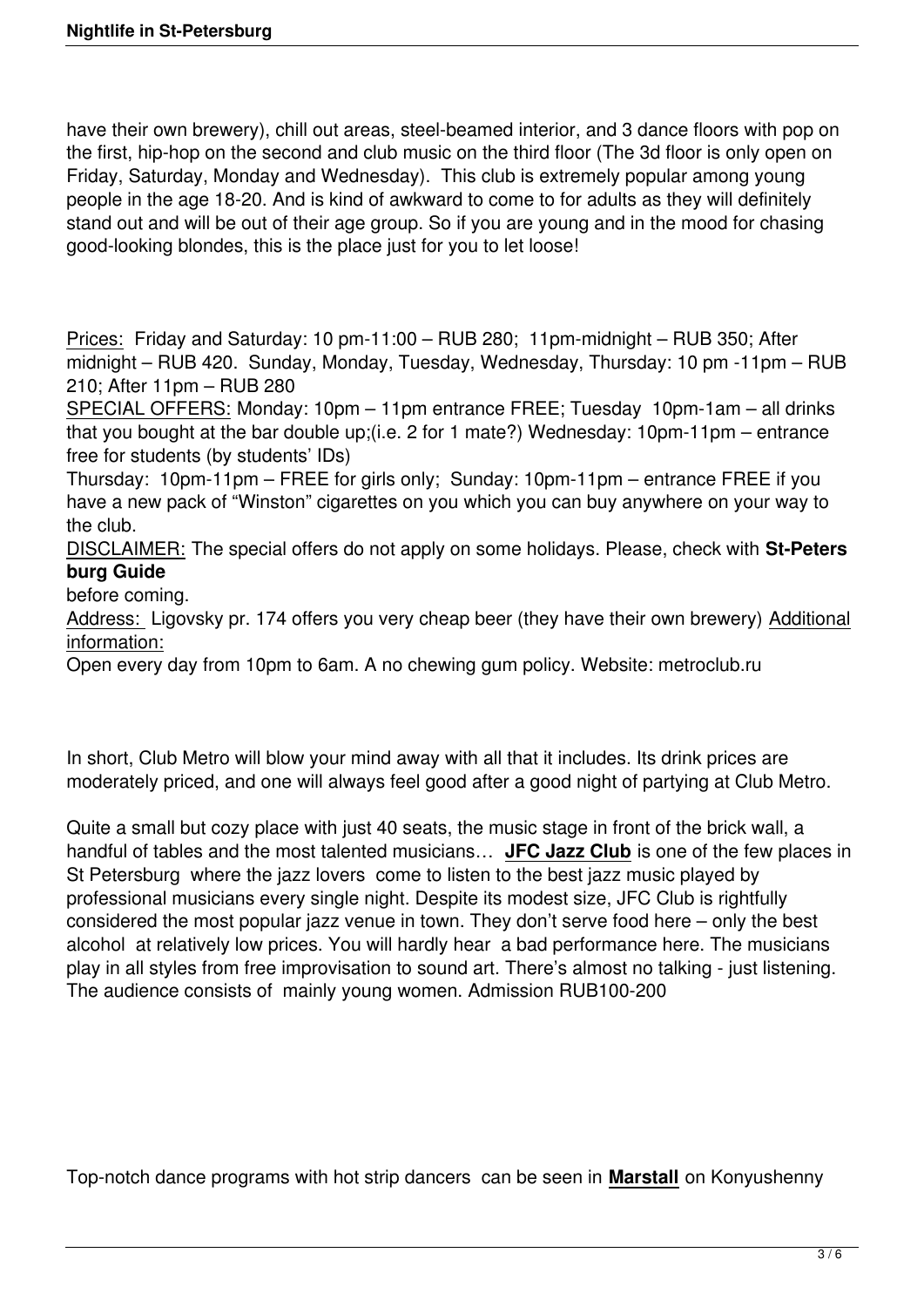have their own brewery), chill out areas, steel-beamed interior, and 3 dance floors with pop on the first, hip-hop on the second and club music on the third floor (The 3d floor is only open on Friday, Saturday, Monday and Wednesday). This club is extremely popular among young people in the age 18-20. And is kind of awkward to come to for adults as they will definitely stand out and will be out of their age group. So if you are young and in the mood for chasing good-looking blondes, this is the place just for you to let loose!

Prices: Friday and Saturday: 10 pm-11:00 – RUB 280; 11pm-midnight – RUB 350; After midnight – RUB 420. Sunday, Monday, Tuesday, Wednesday, Thursday: 10 pm -11pm – RUB 210; After 11pm – RUB 280

SPECIAL OFFERS: Monday: 10pm – 11pm entrance FREE; Tuesday 10pm-1am – all drinks that you bought at the bar double up;(i.e. 2 for 1 mate?) Wednesday: 10pm-11pm – entrance free for students (by students' IDs)

Thursday: 10pm-11pm – FREE for girls only; Sunday: 10pm-11pm – entrance FREE if you have a new pack of "Winston" cigarettes on you which you can buy anywhere on your way to the club.

DISCLAIMER: The special offers do not apply on some holidays. Please, check with **St-Petersburg Guide** before coming.

Address: Ligovsky pr. 174 offers you very cheap beer (they have their own brewery) Additional information:

Open every day from 10pm to 6am. A no chewing gum policy. Website: metroclub.ru

In short, Club Metro will blow your mind away with all that it includes. Its drink prices are moderately priced, and one will always feel good after a good night of partying at Club Metro.

Quite a small but cozy place with just 40 seats, the music stage in front of the brick wall, a handful of tables and the most talented musicians… **JFC Jazz Club** is one of the few places in St Petersburg where the jazz lovers come to listen to the best jazz music played by professional musicians every single night. Despite its modest size, JFC Club is rightfully considered the most popular jazz venue in town. They don't serve food here – only the best alcohol at relatively low prices. You will hardly hear a bad performance here. The musicians play in all styles from free improvisation to sound art. There's almost no talking - just listening. The audience consists of mainly young women. Admission RUB100-200

Top-notch dance programs with hot strip dancers can be seen in **Marstall** on Konyushenny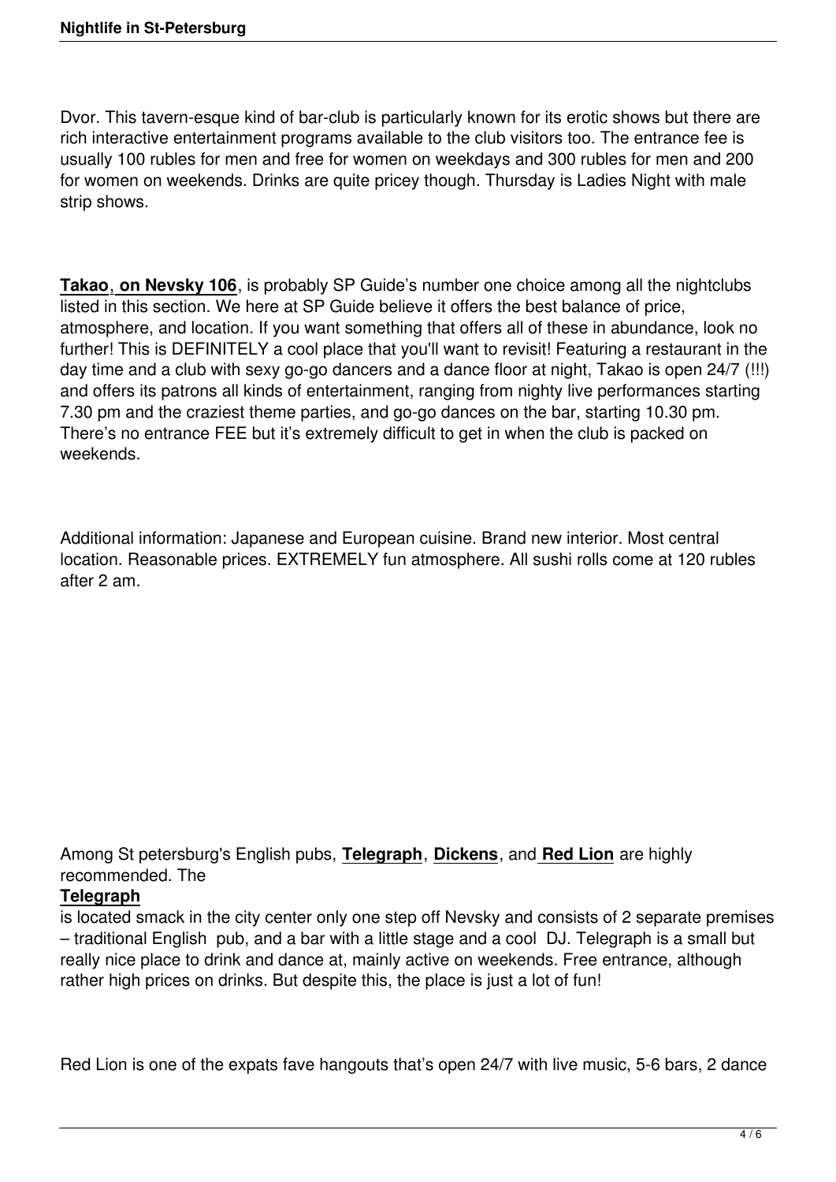Dvor. This tavern-esque kind of bar-club is particularly known for its erotic shows but there are rich interactive entertainment programs available to the club visitors too. The entrance fee is usually 100 rubles for men and free for women on weekdays and 300 rubles for men and 200 for women on weekends. Drinks are quite pricey though. Thursday is Ladies Night with male strip shows.

**Takao, on Nevsky 106**, is probably SP Guide's number one choice among all the nightclubs listed in this section. We here at SP Guide believe it offers the best balance of price, atmosphere, and location. If you want something that offers all of these in abundance, look no further! This is DEFINITELY a cool place that you'll want to revisit! Featuring a restaurant in the day time and a club with sexy go-go dancers and a dance floor at night, Takao is open 24/7 (!!!) and offers its patrons all kinds of entertainment, ranging from nighty live performances starting 7.30 pm and the craziest theme parties, and go-go dances on the bar, starting 10.30 pm. There's no entrance FEE but it's extremely difficult to get in when the club is packed on weekends.

Additional information: Japanese and European cuisine. Brand new interior. Most central location. Reasonable prices. EXTREMELY fun atmosphere. All sushi rolls come at 120 rubles after 2 am.

Among St petersburg's English pubs, **Telegraph**, **Dickens**, and **Red Lion** are highly recommended. The **Telegraph** is located smack in the city center only one step off Nevsky and consists of 2 separate premises – traditional English pub, and a bar with a little stage and a cool DJ. Telegraph is a small but really nice place to drink and dance at, mainly active on weekends. Free entrance, although rather high prices on drinks. But despite this, the place is just a lot of fun!

Red Lion is one of the expats fave hangouts that's open 24/7 with live music, 5-6 bars, 2 dance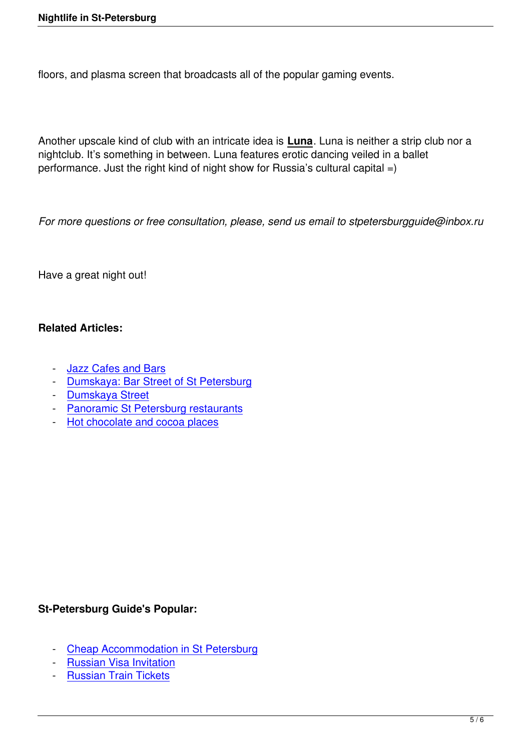floors, and plasma screen that broadcasts all of the popular gaming events.

Another upscale kind of club with an intricate idea is **Luna**. Luna is neither a strip club nor a nightclub. It's something in between. Luna features erotic dancing veiled in a ballet performance. Just the right kind of night show for Russia's cultural capital =)

*For more questions or free consultation, please, send us email to stpetersburgguide@inbox.ru*

Have a great night out!

**Related Articles:**

- Jazz Cafes and Bars
- Dumskaya: Bar Street of St Petersburg
- Dumskaya Street
- Panoramic St Petersburg restaurants
- Hot chocolate and cocoa places

**St-Petersburg Guide's Popular:**

- Cheap Accommodation in St Petersburg
- Russian Visa Invitation
- Russian Train Tickets